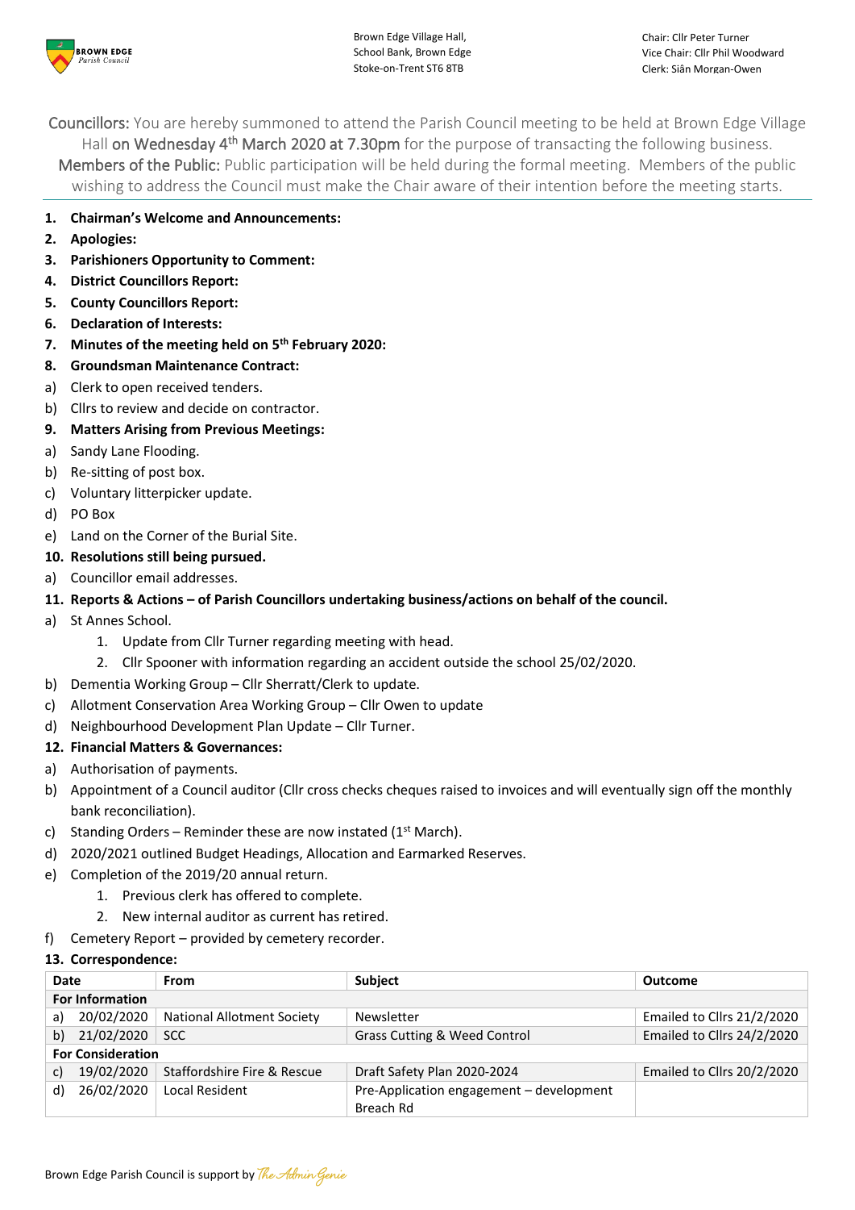BROWN EDGE Parish Council

Brown Edge Village Hall,
School Bank, Brown Edge
Stoke-on-Trent ST6 8TB

Chair: Cllr Peter Turner
Vice Chair: Cllr Phil Woodward
Clerk: Siân Morgan-Owen

Councillors: You are hereby summoned to attend the Parish Council meeting to be held at Brown Edge Village Hall **on Wednesday 4th March 2020 at 7.30pm** for the purpose of transacting the following business.
Members of the Public: Public participation will be held during the formal meeting. Members of the public wishing to address the Council must make the Chair aware of their intention before the meeting starts.

1. **Chairman's Welcome and Announcements:**
2. **Apologies:**
3. **Parishioners Opportunity to Comment:**
4. **District Councillors Report:**
5. **County Councillors Report:**
6. **Declaration of Interests:**
7. **Minutes of the meeting held on 5th February 2020:**
8. **Groundsman Maintenance Contract:**

a) Clerk to open received tenders.
b) Cllrs to review and decide on contractor.

9. **Matters Arising from Previous Meetings:**

a) Sandy Lane Flooding.
b) Re-sitting of post box.
c) Voluntary litterpicker update.
d) PO Box
e) Land on the Corner of the Burial Site.

10. **Resolutions still being pursued.**

a) Councillor email addresses.

11. **Reports & Actions – of Parish Councillors undertaking business/actions on behalf of the council.**

a) St Annes School.
   1. Update from Cllr Turner regarding meeting with head.
   2. Cllr Spooner with information regarding an accident outside the school 25/02/2020.
b) Dementia Working Group – Cllr Sherratt/Clerk to update.
c) Allotment Conservation Area Working Group – Cllr Owen to update
d) Neighbourhood Development Plan Update – Cllr Turner.

12. **Financial Matters & Governances:**

a) Authorisation of payments.
b) Appointment of a Council auditor (Cllr cross checks cheques raised to invoices and will eventually sign off the monthly bank reconciliation).
c) Standing Orders – Reminder these are now instated (1st March).
d) 2020/2021 outlined Budget Headings, Allocation and Earmarked Reserves.
e) Completion of the 2019/20 annual return.
   1. Previous clerk has offered to complete.
   2. New internal auditor as current has retired.
f) Cemetery Report – provided by cemetery recorder.

13. **Correspondence:**

| Date | From | Subject | Outcome |
|---|---|---|---|
| **For Information** | | | |
| a) 20/02/2020 | National Allotment Society | Newsletter | Emailed to Cllrs 21/2/2020 |
| b) 21/02/2020 | SCC | Grass Cutting & Weed Control | Emailed to Cllrs 24/2/2020 |
| **For Consideration** | | | |
| c) 19/02/2020 | Staffordshire Fire & Rescue | Draft Safety Plan 2020-2024 | Emailed to Cllrs 20/2/2020 |
| d) 26/02/2020 | Local Resident | Pre-Application engagement – development Breach Rd | |

Brown Edge Parish Council is support by The Admin Genie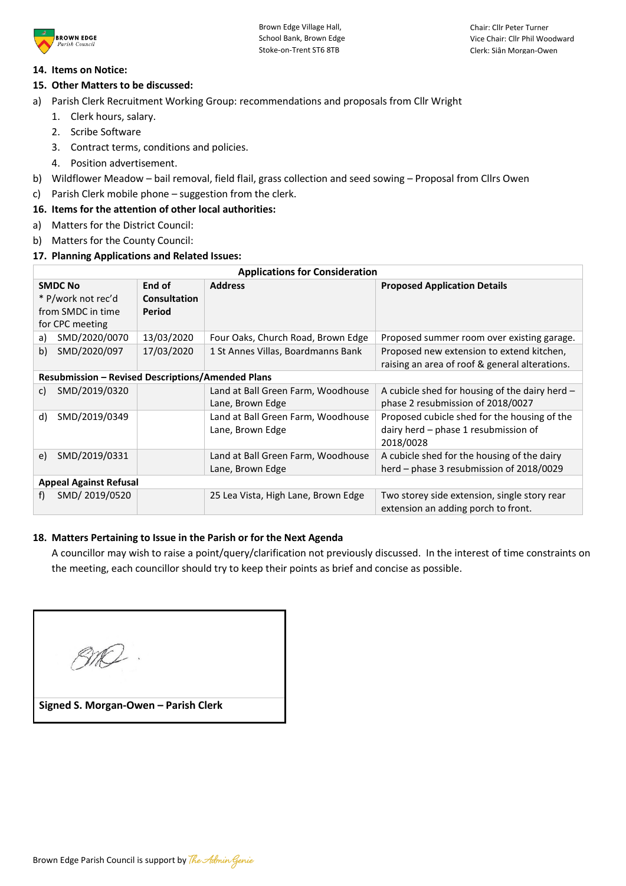**14. Items on Notice:**

**15. Other Matters to be discussed:**

a) Parish Clerk Recruitment Working Group: recommendations and proposals from Cllr Wright
   1. Clerk hours, salary.
   2. Scribe Software
   3. Contract terms, conditions and policies.
   4. Position advertisement.

b) Wildflower Meadow – bail removal, field flail, grass collection and seed sowing – Proposal from Cllrs Owen

c) Parish Clerk mobile phone – suggestion from the clerk.

**16. Items for the attention of other local authorities:**

a) Matters for the District Council:

b) Matters for the County Council:

**17. Planning Applications and Related Issues:**

| **Applications for Consideration** | | | |
|---|---|---|---|
| **SMDC No** * P/work not rec'd from SMDC in time for CPC meeting | **End of Consultation Period** | **Address** | **Proposed Application Details** |
| a) SMD/2020/0070 | 13/03/2020 | Four Oaks, Church Road, Brown Edge | Proposed summer room over existing garage. |
| b) SMD/2020/097 | 17/03/2020 | 1 St Annes Villas, Boardmanns Bank | Proposed new extension to extend kitchen, raising an area of roof & general alterations. |
| **Resubmission – Revised Descriptions/Amended Plans** | | | |
| c) SMD/2019/0320 | | Land at Ball Green Farm, Woodhouse Lane, Brown Edge | A cubicle shed for housing of the dairy herd – phase 2 resubmission of 2018/0027 |
| d) SMD/2019/0349 | | Land at Ball Green Farm, Woodhouse Lane, Brown Edge | Proposed cubicle shed for the housing of the dairy herd – phase 1 resubmission of 2018/0028 |
| e) SMD/2019/0331 | | Land at Ball Green Farm, Woodhouse Lane, Brown Edge | A cubicle shed for the housing of the dairy herd – phase 3 resubmission of 2018/0029 |
| **Appeal Against Refusal** | | | |
| f) SMD/ 2019/0520 | | 25 Lea Vista, High Lane, Brown Edge | Two storey side extension, single story rear extension an adding porch to front. |

**18. Matters Pertaining to Issue in the Parish or for the Next Agenda**

A councillor may wish to raise a point/query/clarification not previously discussed. In the interest of time constraints on the meeting, each councillor should try to keep their points as brief and concise as possible.

**Signed S. Morgan-Owen – Parish Clerk**

Brown Edge Parish Council is support by The Admin Genie